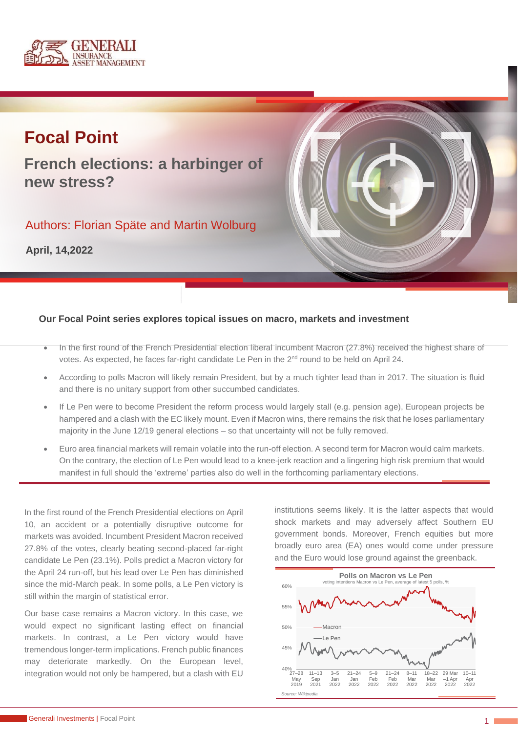# Focal Point

## French elections: a harbinger of new stress?

Authors: Florian Späte and Martin Wolburg

**April, 14,2022**

**Our Focal Point series explores topical issues on macro, markets and investment**

- In the first round of the French Presidential election liberal incumbent Macron (27.8%) received the highest share of votes. As expected, he faces far-right candidate Le Pen in the 2nd round to be held on April 24.
- According to polls Macron will likely remain President, but by a much tighter lead than in 2017. The situation is fluid and there is no unitary support from other succumbed candidates.
- If Le Pen were to become President the reform process would largely stall (e.g. pension age), European projects be hampered and a clash with the EC likely mount. Even if Macron wins, there remains the risk that he loses parliamentary majority in the June 12/19 general elections – so that uncertainty will not be fully removed.
- Euro area financial markets will remain volatile into the run-off election. A second term for Macron would calm markets. On the contrary, the election of Le Pen would lead to a knee-jerk reaction and a lingering high risk premium that would manifest in full should the 'extreme' parties also do well in the forthcoming parliamentary elections.

In the first round of the French Presidential elections on April 10, an accident or a potentially disruptive outcome for markets was avoided. Incumbent President Macron received 27.8% of the votes, clearly beating second-placed far-right candidate Le Pen (23.1%). Polls predict a Macron victory for the April 24 run-off, but his lead over Le Pen has diminished since the mid-March peak. In some polls, a Le Pen victory is still within the margin of statistical error.

Our base case remains a Macron victory. In this case, we would expect no significant lasting effect on financial markets. In contrast, a Le Pen victory would have tremendous longer-term implications. French public finances may deteriorate markedly. On the European level, integration would not only be hampered, but a clash with EU institutions seems likely. It is the latter aspects that would shock markets and may adversely affect Southern EU government bonds. Moreover, French equities but more broadly euro area (EA) ones would come under pressure and the Euro would lose ground against the greenback.

**Polls on Macron vs Le Pen**

voting intentions Macron vs Le Pen, average of latest 5 polls, %

Source: Wikipedia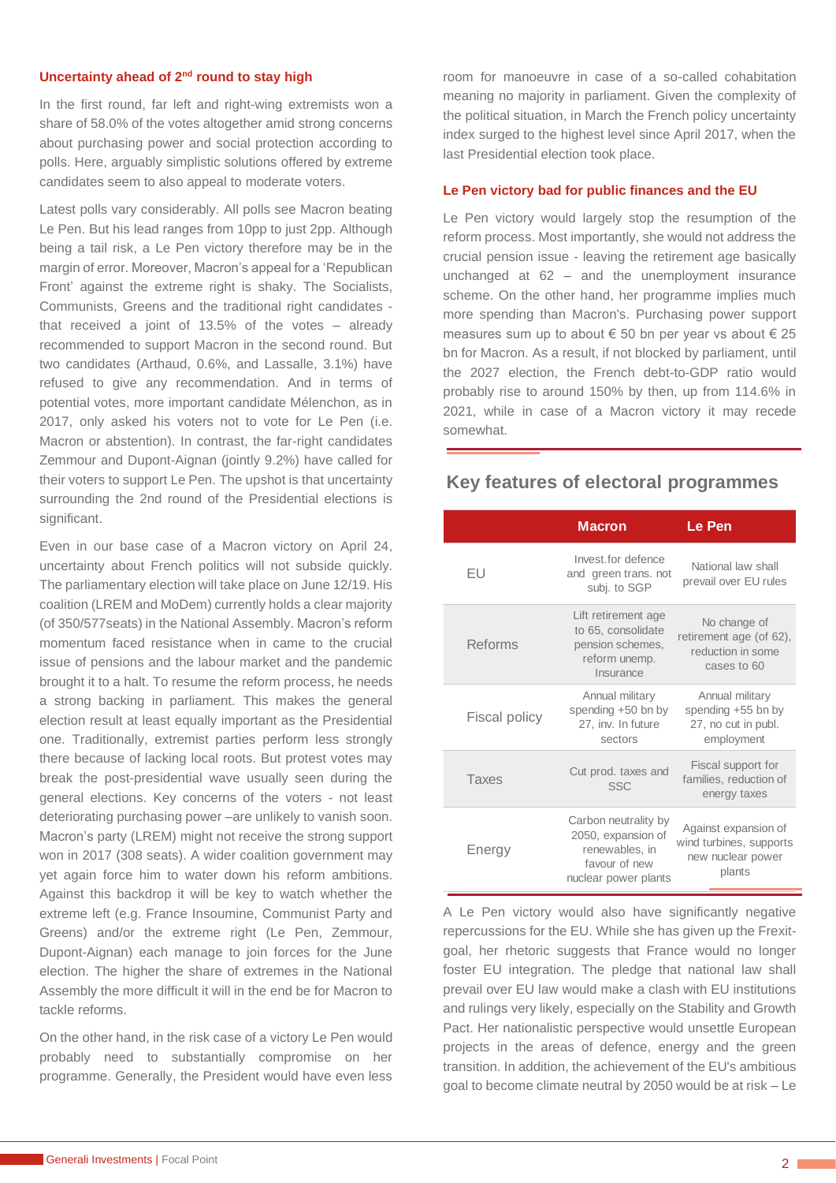### Uncertainty ahead of 2nd round to stay high

In the first round, far left and right-wing extremists won a share of 58.0% of the votes altogether amid strong concerns about purchasing power and social protection according to polls. Here, arguably simplistic solutions offered by extreme candidates seem to also appeal to moderate voters.

Latest polls vary considerably. All polls see Macron beating Le Pen. But his lead ranges from 10pp to just 2pp. Although being a tail risk, a Le Pen victory therefore may be in the margin of error. Moreover, Macron's appeal for a 'Republican Front' against the extreme right is shaky. The Socialists, Communists, Greens and the traditional right candidates - that received a joint of 13.5% of the votes – already recommended to support Macron in the second round. But two candidates (Arthaud, 0.6%, and Lassalle, 3.1%) have refused to give any recommendation. And in terms of potential votes, more important candidate Mélenchon, as in 2017, only asked his voters not to vote for Le Pen (i.e. Macron or abstention). In contrast, the far-right candidates Zemmour and Dupont-Aignan (jointly 9.2%) have called for their voters to support Le Pen. The upshot is that uncertainty surrounding the 2nd round of the Presidential elections is significant.

Even in our base case of a Macron victory on April 24, uncertainty about French politics will not subside quickly. The parliamentary election will take place on June 12/19. His coalition (LREM and MoDem) currently holds a clear majority (of 350/577seats) in the National Assembly. Macron's reform momentum faced resistance when in came to the crucial issue of pensions and the labour market and the pandemic brought it to a halt. To resume the reform process, he needs a strong backing in parliament. This makes the general election result at least equally important as the Presidential one. Traditionally, extremist parties perform less strongly there because of lacking local roots. But protest votes may break the post-presidential wave usually seen during the general elections. Key concerns of the voters - not least deteriorating purchasing power –are unlikely to vanish soon. Macron's party (LREM) might not receive the strong support won in 2017 (308 seats). A wider coalition government may yet again force him to water down his reform ambitions. Against this backdrop it will be key to watch whether the extreme left (e.g. France Insoumine, Communist Party and Greens) and/or the extreme right (Le Pen, Zemmour, Dupont-Aignan) each manage to join forces for the June election. The higher the share of extremes in the National Assembly the more difficult it will in the end be for Macron to tackle reforms.

On the other hand, in the risk case of a victory Le Pen would probably need to substantially compromise on her programme. Generally, the President would have even less room for manoeuvre in case of a so-called cohabitation meaning no majority in parliament. Given the complexity of the political situation, in March the French policy uncertainty index surged to the highest level since April 2017, when the last Presidential election took place.

### Le Pen victory bad for public finances and the EU

Le Pen victory would largely stop the resumption of the reform process. Most importantly, she would not address the crucial pension issue - leaving the retirement age basically unchanged at 62 – and the unemployment insurance scheme. On the other hand, her programme implies much more spending than Macron's. Purchasing power support measures sum up to about € 50 bn per year vs about € 25 bn for Macron. As a result, if not blocked by parliament, until the 2027 election, the French debt-to-GDP ratio would probably rise to around 150% by then, up from 114.6% in 2021, while in case of a Macron victory it may recede somewhat.

## Key features of electoral programmes

| | Macron | Le Pen |
|---|---|---|
| EU | Invest.for defence and green trans. not subj. to SGP | National law shall prevail over EU rules |
| Reforms | Lift retirement age to 65, consolidate pension schemes, reform unemp. Insurance | No change of retirement age (of 62), reduction in some cases to 60 |
| Fiscal policy | Annual military spending +50 bn by 27, inv. In future sectors | Annual military spending +55 bn by 27, no cut in publ. employment |
| Taxes | Cut prod. taxes and SSC | Fiscal support for families, reduction of energy taxes |
| Energy | Carbon neutrality by 2050, expansion of renewables, in favour of new nuclear power plants | Against expansion of wind turbines, supports new nuclear power plants |

A Le Pen victory would also have significantly negative repercussions for the EU. While she has given up the Frexit-goal, her rhetoric suggests that France would no longer foster EU integration. The pledge that national law shall prevail over EU law would make a clash with EU institutions and rulings very likely, especially on the Stability and Growth Pact. Her nationalistic perspective would unsettle European projects in the areas of defence, energy and the green transition. In addition, the achievement of the EU's ambitious goal to become climate neutral by 2050 would be at risk – Le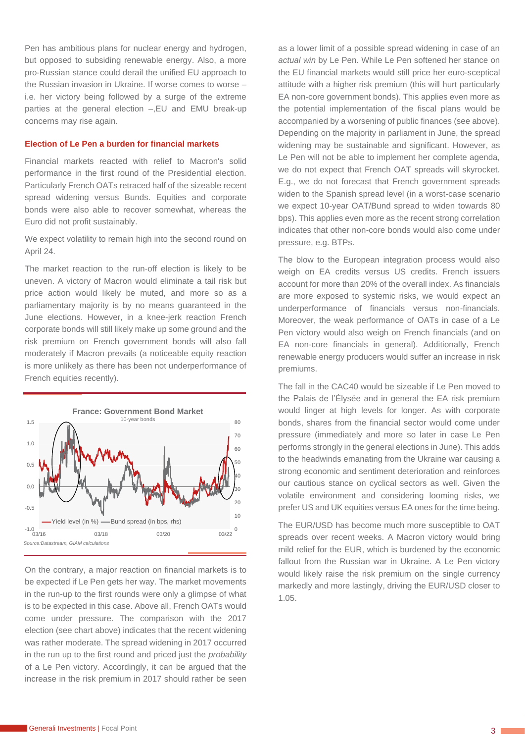Pen has ambitious plans for nuclear energy and hydrogen, but opposed to subsiding renewable energy. Also, a more pro-Russian stance could derail the unified EU approach to the Russian invasion in Ukraine. If worse comes to worse – i.e. her victory being followed by a surge of the extreme parties at the general election –,EU and EMU break-up concerns may rise again.

## Election of Le Pen a burden for financial markets

Financial markets reacted with relief to Macron's solid performance in the first round of the Presidential election. Particularly French OATs retraced half of the sizeable recent spread widening versus Bunds. Equities and corporate bonds were also able to recover somewhat, whereas the Euro did not profit sustainably.

We expect volatility to remain high into the second round on April 24.

The market reaction to the run-off election is likely to be uneven. A victory of Macron would eliminate a tail risk but price action would likely be muted, and more so as a parliamentary majority is by no means guaranteed in the June elections. However, in a knee-jerk reaction French corporate bonds will still likely make up some ground and the risk premium on French government bonds will also fall moderately if Macron prevails (a noticeable equity reaction is more unlikely as there has been not underperformance of French equities recently).

France: Government Bond Market

10-year bonds

Yield level (in %) — Bund spread (in bps, rhs)

Source:Datastream, GIAM calculations

On the contrary, a major reaction on financial markets is to be expected if Le Pen gets her way. The market movements in the run-up to the first rounds were only a glimpse of what is to be expected in this case. Above all, French OATs would come under pressure. The comparison with the 2017 election (see chart above) indicates that the recent widening was rather moderate. The spread widening in 2017 occurred in the run up to the first round and priced just the *probability* of a Le Pen victory. Accordingly, it can be argued that the increase in the risk premium in 2017 should rather be seen as a lower limit of a possible spread widening in case of an *actual win* by Le Pen. While Le Pen softened her stance on the EU financial markets would still price her euro-sceptical attitude with a higher risk premium (this will hurt particularly EA non-core government bonds). This applies even more as the potential implementation of the fiscal plans would be accompanied by a worsening of public finances (see above). Depending on the majority in parliament in June, the spread widening may be sustainable and significant. However, as Le Pen will not be able to implement her complete agenda, we do not expect that French OAT spreads will skyrocket. E.g., we do not forecast that French government spreads widen to the Spanish spread level (in a worst-case scenario we expect 10-year OAT/Bund spread to widen towards 80 bps). This applies even more as the recent strong correlation indicates that other non-core bonds would also come under pressure, e.g. BTPs.

The blow to the European integration process would also weigh on EA credits versus US credits. French issuers account for more than 20% of the overall index. As financials are more exposed to systemic risks, we would expect an underperformance of financials versus non-financials. Moreover, the weak performance of OATs in case of a Le Pen victory would also weigh on French financials (and on EA non-core financials in general). Additionally, French renewable energy producers would suffer an increase in risk premiums.

The fall in the CAC40 would be sizeable if Le Pen moved to the Palais de l'Élysée and in general the EA risk premium would linger at high levels for longer. As with corporate bonds, shares from the financial sector would come under pressure (immediately and more so later in case Le Pen performs strongly in the general elections in June). This adds to the headwinds emanating from the Ukraine war causing a strong economic and sentiment deterioration and reinforces our cautious stance on cyclical sectors as well. Given the volatile environment and considering looming risks, we prefer US and UK equities versus EA ones for the time being.

The EUR/USD has become much more susceptible to OAT spreads over recent weeks. A Macron victory would bring mild relief for the EUR, which is burdened by the economic fallout from the Russian war in Ukraine. A Le Pen victory would likely raise the risk premium on the single currency markedly and more lastingly, driving the EUR/USD closer to 1.05.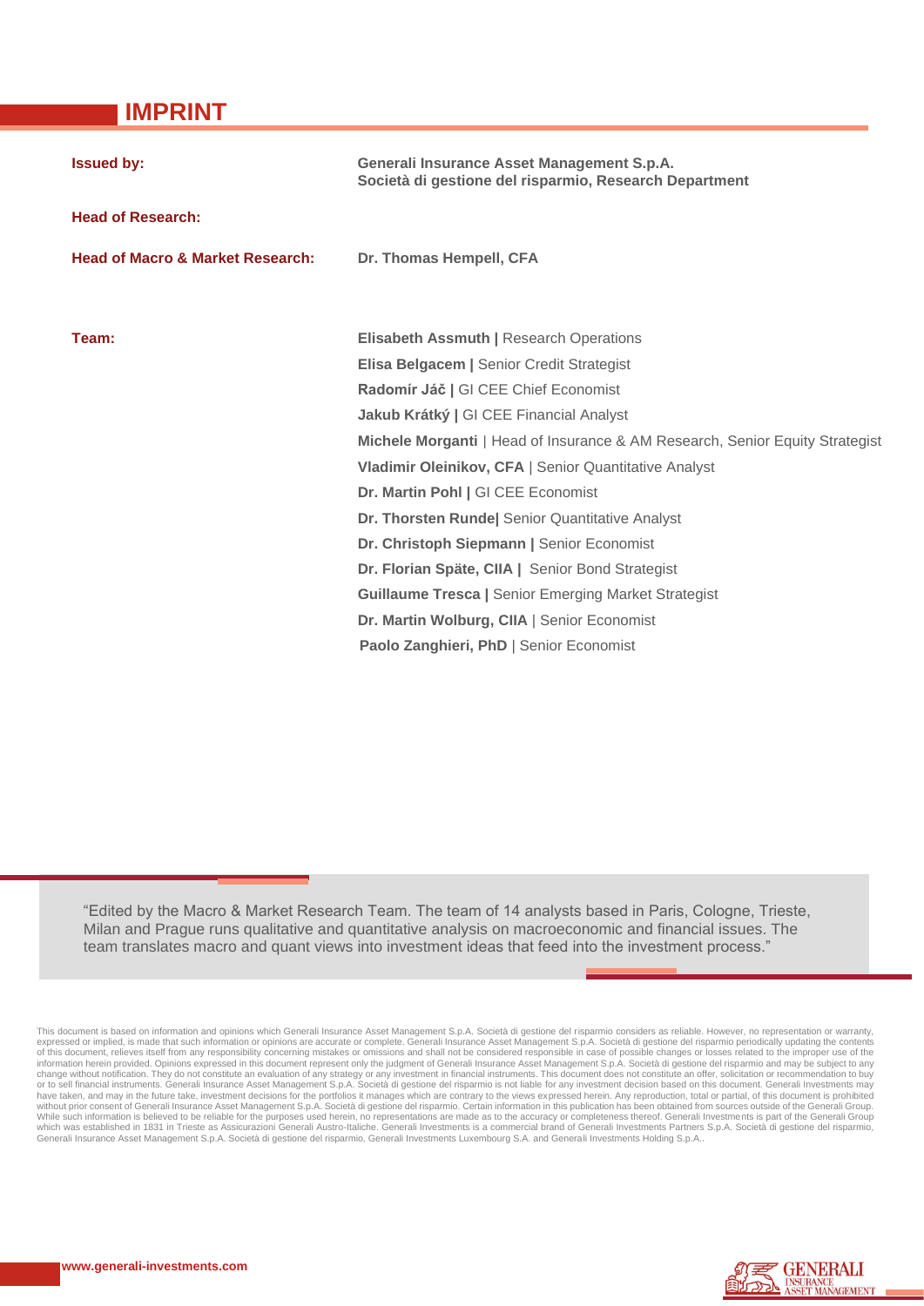# IMPRINT

**Issued by:** **Generali Insurance Asset Management S.p.A. Società di gestione del risparmio, Research Department**

**Head of Research:**

**Head of Macro & Market Research:** **Dr. Thomas Hempell, CFA**

**Team:**

**Elisabeth Assmuth |** Research Operations
**Elisa Belgacem |** Senior Credit Strategist
**Radomír Jáč |** GI CEE Chief Economist
**Jakub Krátký |** GI CEE Financial Analyst
**Michele Morganti** | Head of Insurance & AM Research, Senior Equity Strategist
**Vladimir Oleinikov, CFA** | Senior Quantitative Analyst
**Dr. Martin Pohl |** GI CEE Economist
**Dr. Thorsten Runde|** Senior Quantitative Analyst
**Dr. Christoph Siepmann |** Senior Economist
**Dr. Florian Späte, CIIA |** Senior Bond Strategist
**Guillaume Tresca |** Senior Emerging Market Strategist
**Dr. Martin Wolburg, CIIA** | Senior Economist
**Paolo Zanghieri, PhD** | Senior Economist

"Edited by the Macro & Market Research Team. The team of 14 analysts based in Paris, Cologne, Trieste, Milan and Prague runs qualitative and quantitative analysis on macroeconomic and financial issues. The team translates macro and quant views into investment ideas that feed into the investment process."

This document is based on information and opinions which Generali Insurance Asset Management S.p.A. Società di gestione del risparmio considers as reliable. However, no representation or warranty, expressed or implied, is made that such information or opinions are accurate or complete. Generali Insurance Asset Management S.p.A. Società di gestione del risparmio periodically updating the contents of this document, relieves itself from any responsibility concerning mistakes or omissions and shall not be considered responsible in case of possible changes or losses related to the improper use of the information herein provided. Opinions expressed in this document represent only the judgment of Generali Insurance Asset Management S.p.A. Società di gestione del risparmio and may be subject to any change without notification. They do not constitute an evaluation of any strategy or any investment in financial instruments. This document does not constitute an offer, solicitation or recommendation to buy or to sell financial instruments. Generali Insurance Asset Management S.p.A. Società di gestione del risparmio is not liable for any investment decision based on this document. Generali Investments may have taken, and may in the future take, investment decisions for the portfolios it manages which are contrary to the views expressed herein. Any reproduction, total or partial, of this document is prohibited without prior consent of Generali Insurance Asset Management S.p.A. Società di gestione del risparmio. Certain information in this publication has been obtained from sources outside of the Generali Group. While such information is believed to be reliable for the purposes used herein, no representations are made as to the accuracy or completeness thereof. Generali Investments is part of the Generali Group which was established in 1831 in Trieste as Assicurazioni Generali Austro-Italiche. Generali Investments is a commercial brand of Generali Investments Partners S.p.A. Società di gestione del risparmio, Generali Insurance Asset Management S.p.A. Società di gestione del risparmio, Generali Investments Luxembourg S.A. and Generali Investments Holding S.p.A..

**www.generali-investments.com**